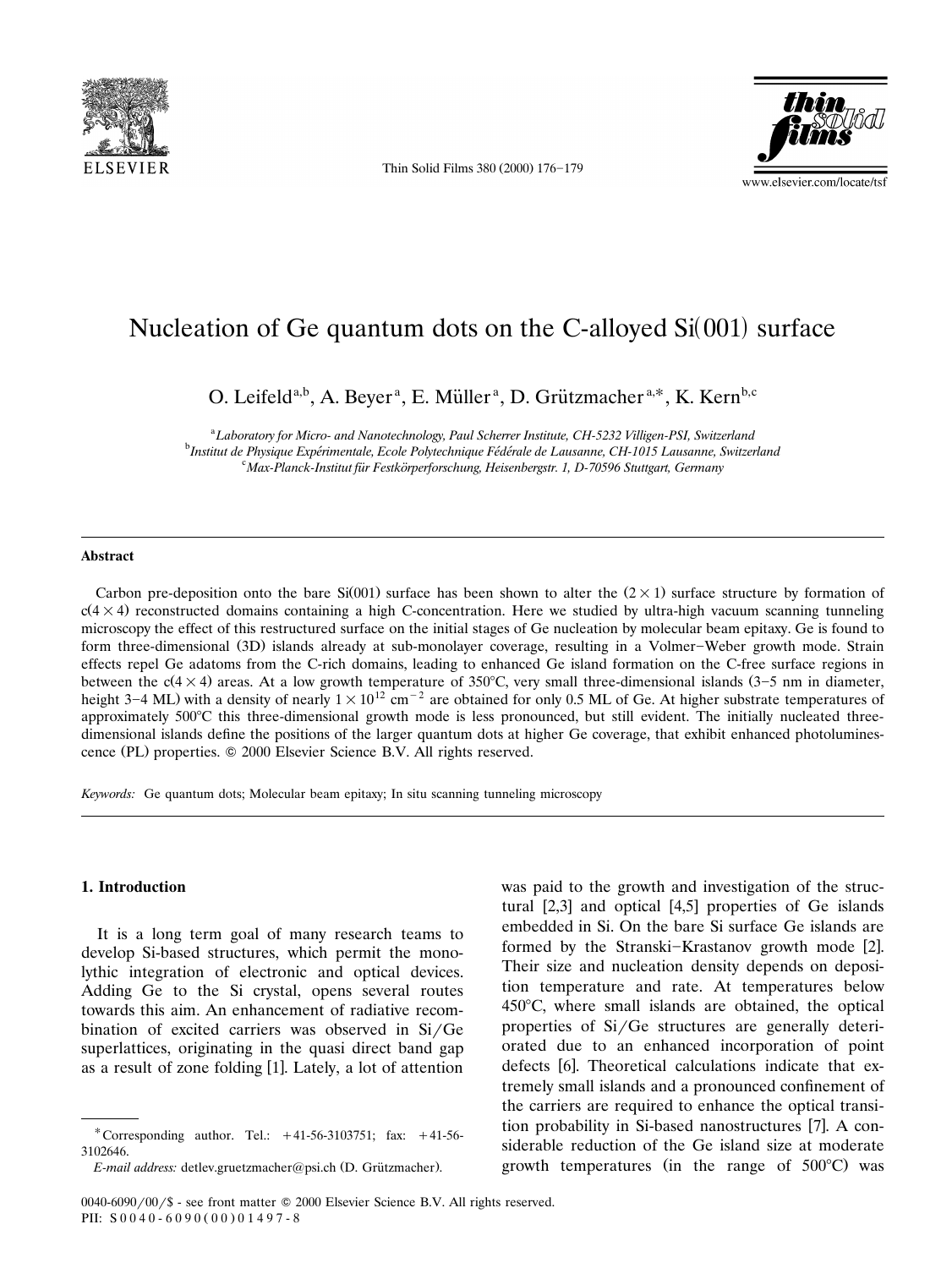# Nucleation of Ge quantum dots on the C-alloyed Si(001) surface

O. Leifeld[a,b], A. Beyer[a], E. Müller[a], D. Grützmacher[a,*], K. Kern[b,c]

[a] *Laboratory for Micro- and Nanotechnology, Paul Scherrer Institute, CH-5232 Villigen-PSI, Switzerland*
[b] *Institut de Physique Expérimentale, Ecole Polytechnique Fédérale de Lausanne, CH-1015 Lausanne, Switzerland*
[c] *Max-Planck-Institut für Festkörperforschung, Heisenbergstr. 1, D-70596 Stuttgart, Germany*

---

### Abstract

Carbon pre-deposition onto the bare Si(001) surface has been shown to alter the $(2 \times 1)$ surface structure by formation of $c(4 \times 4)$ reconstructed domains containing a high C-concentration. Here we studied by ultra-high vacuum scanning tunneling microscopy the effect of this restructured surface on the initial stages of Ge nucleation by molecular beam epitaxy. Ge is found to form three-dimensional (3D) islands already at sub-monolayer coverage, resulting in a Volmer–Weber growth mode. Strain effects repel Ge adatoms from the C-rich domains, leading to enhanced Ge island formation on the C-free surface regions in between the $c(4 \times 4)$ areas. At a low growth temperature of 350°C, very small three-dimensional islands (3–5 nm in diameter, height 3–4 ML) with a density of nearly $1 \times 10^{12}$ cm$^{-2}$ are obtained for only 0.5 ML of Ge. At higher substrate temperatures of approximately 500°C this three-dimensional growth mode is less pronounced, but still evident. The initially nucleated three-dimensional islands define the positions of the larger quantum dots at higher Ge coverage, that exhibit enhanced photoluminescence (PL) properties. © 2000 Elsevier Science B.V. All rights reserved.

*Keywords:* Ge quantum dots; Molecular beam epitaxy; In situ scanning tunneling microscopy

---

## 1. Introduction

It is a long term goal of many research teams to develop Si-based structures, which permit the monolithic integration of electronic and optical devices. Adding Ge to the Si crystal, opens several routes towards this aim. An enhancement of radiative recombination of excited carriers was observed in Si/Ge superlattices, originating in the quasi direct band gap as a result of zone folding [1]. Lately, a lot of attention was paid to the growth and investigation of the structural [2,3] and optical [4,5] properties of Ge islands embedded in Si. On the bare Si surface Ge islands are formed by the Stranski–Krastanov growth mode [2]. Their size and nucleation density depends on deposition temperature and rate. At temperatures below 450°C, where small islands are obtained, the optical properties of Si/Ge structures are generally deteriorated due to an enhanced incorporation of point defects [6]. Theoretical calculations indicate that extremely small islands and a pronounced confinement of the carriers are required to enhance the optical transition probability in Si-based nanostructures [7]. A considerable reduction of the Ge island size at moderate growth temperatures (in the range of 500°C) was

---

\* Corresponding author. Tel.: +41-56-3103751; fax: +41-56-3102646.
*E-mail address:* detlev.gruetzmacher@psi.ch (D. Grützmacher).

0040-6090/00/$ - see front matter © 2000 Elsevier Science B.V. All rights reserved.
PII: S0040-6090(00)01497-8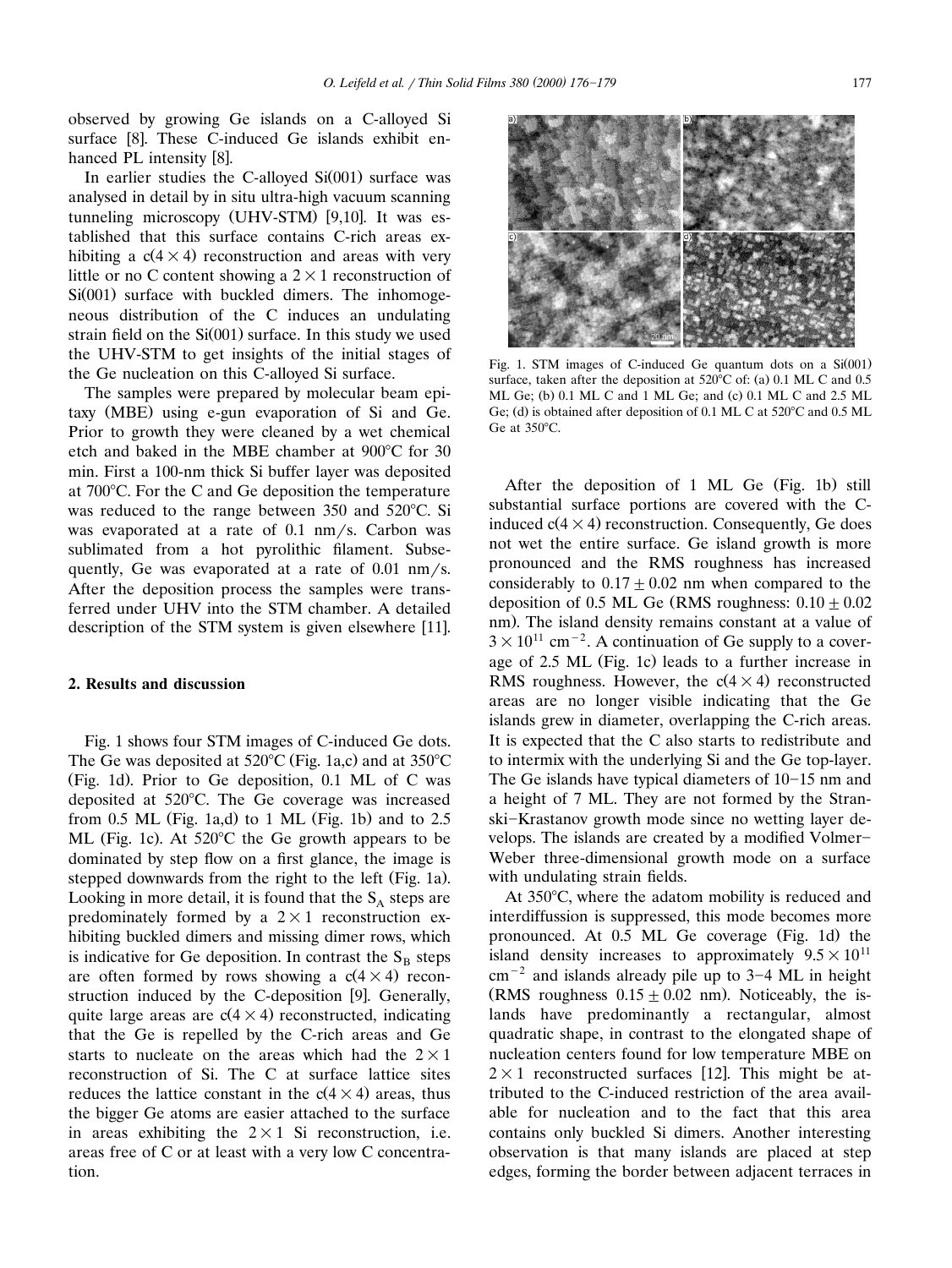observed by growing Ge islands on a C-alloyed Si surface [8]. These C-induced Ge islands exhibit enhanced PL intensity [8].

In earlier studies the C-alloyed Si(001) surface was analysed in detail by in situ ultra-high vacuum scanning tunneling microscopy (UHV-STM) [9,10]. It was established that this surface contains C-rich areas exhibiting a $c(4 \times 4)$ reconstruction and areas with very little or no C content showing a $2 \times 1$ reconstruction of Si(001) surface with buckled dimers. The inhomogeneous distribution of the C induces an undulating strain field on the Si(001) surface. In this study we used the UHV-STM to get insights of the initial stages of the Ge nucleation on this C-alloyed Si surface.

The samples were prepared by molecular beam epitaxy (MBE) using e-gun evaporation of Si and Ge. Prior to growth they were cleaned by a wet chemical etch and baked in the MBE chamber at 900°C for 30 min. First a 100-nm thick Si buffer layer was deposited at 700°C. For the C and Ge deposition the temperature was reduced to the range between 350 and 520°C. Si was evaporated at a rate of 0.1 nm/s. Carbon was sublimated from a hot pyrolithic filament. Subsequently, Ge was evaporated at a rate of 0.01 nm/s. After the deposition process the samples were transferred under UHV into the STM chamber. A detailed description of the STM system is given elsewhere [11].

## 2. Results and discussion

Fig. 1 shows four STM images of C-induced Ge dots. The Ge was deposited at 520°C (Fig. 1a,c) and at 350°C (Fig. 1d). Prior to Ge deposition, 0.1 ML of C was deposited at 520°C. The Ge coverage was increased from 0.5 ML (Fig. 1a,d) to 1 ML (Fig. 1b) and to 2.5 ML (Fig. 1c). At 520°C the Ge growth appears to be dominated by step flow on a first glance, the image is stepped downwards from the right to the left (Fig. 1a). Looking in more detail, it is found that the $S_A$ steps are predominately formed by a $2 \times 1$ reconstruction exhibiting buckled dimers and missing dimer rows, which is indicative for Ge deposition. In contrast the $S_B$ steps are often formed by rows showing a $c(4 \times 4)$ reconstruction induced by the C-deposition [9]. Generally, quite large areas are $c(4 \times 4)$ reconstructed, indicating that the Ge is repelled by the C-rich areas and Ge starts to nucleate on the areas which had the $2 \times 1$ reconstruction of Si. The C at surface lattice sites reduces the lattice constant in the $c(4 \times 4)$ areas, thus the bigger Ge atoms are easier attached to the surface in areas exhibiting the $2 \times 1$ Si reconstruction, i.e. areas free of C or at least with a very low C concentration.

Fig. 1. STM images of C-induced Ge quantum dots on a Si(001) surface, taken after the deposition at 520°C of: (a) 0.1 ML C and 0.5 ML Ge; (b) 0.1 ML C and 1 ML Ge; and (c) 0.1 ML C and 2.5 ML Ge; (d) is obtained after deposition of 0.1 ML C at 520°C and 0.5 ML Ge at 350°C.

After the deposition of 1 ML Ge (Fig. 1b) still substantial surface portions are covered with the C-induced $c(4 \times 4)$ reconstruction. Consequently, Ge does not wet the entire surface. Ge island growth is more pronounced and the RMS roughness has increased considerably to $0.17 \pm 0.02$ nm when compared to the deposition of 0.5 ML Ge (RMS roughness: $0.10 \pm 0.02$ nm). The island density remains constant at a value of $3 \times 10^{11}$ cm$^{-2}$. A continuation of Ge supply to a coverage of 2.5 ML (Fig. 1c) leads to a further increase in RMS roughness. However, the $c(4 \times 4)$ reconstructed areas are no longer visible indicating that the Ge islands grew in diameter, overlapping the C-rich areas. It is expected that the C also starts to redistribute and to intermix with the underlying Si and the Ge top-layer. The Ge islands have typical diameters of 10–15 nm and a height of 7 ML. They are not formed by the Stranski–Krastanov growth mode since no wetting layer develops. The islands are created by a modified Volmer–Weber three-dimensional growth mode on a surface with undulating strain fields.

At 350°C, where the adatom mobility is reduced and interdiffussion is suppressed, this mode becomes more pronounced. At 0.5 ML Ge coverage (Fig. 1d) the island density increases to approximately $9.5 \times 10^{11}$ cm$^{-2}$ and islands already pile up to 3–4 ML in height (RMS roughness $0.15 \pm 0.02$ nm). Noticeably, the islands have predominantly a rectangular, almost quadratic shape, in contrast to the elongated shape of nucleation centers found for low temperature MBE on $2 \times 1$ reconstructed surfaces [12]. This might be attributed to the C-induced restriction of the area available for nucleation and to the fact that this area contains only buckled Si dimers. Another interesting observation is that many islands are placed at step edges, forming the border between adjacent terraces in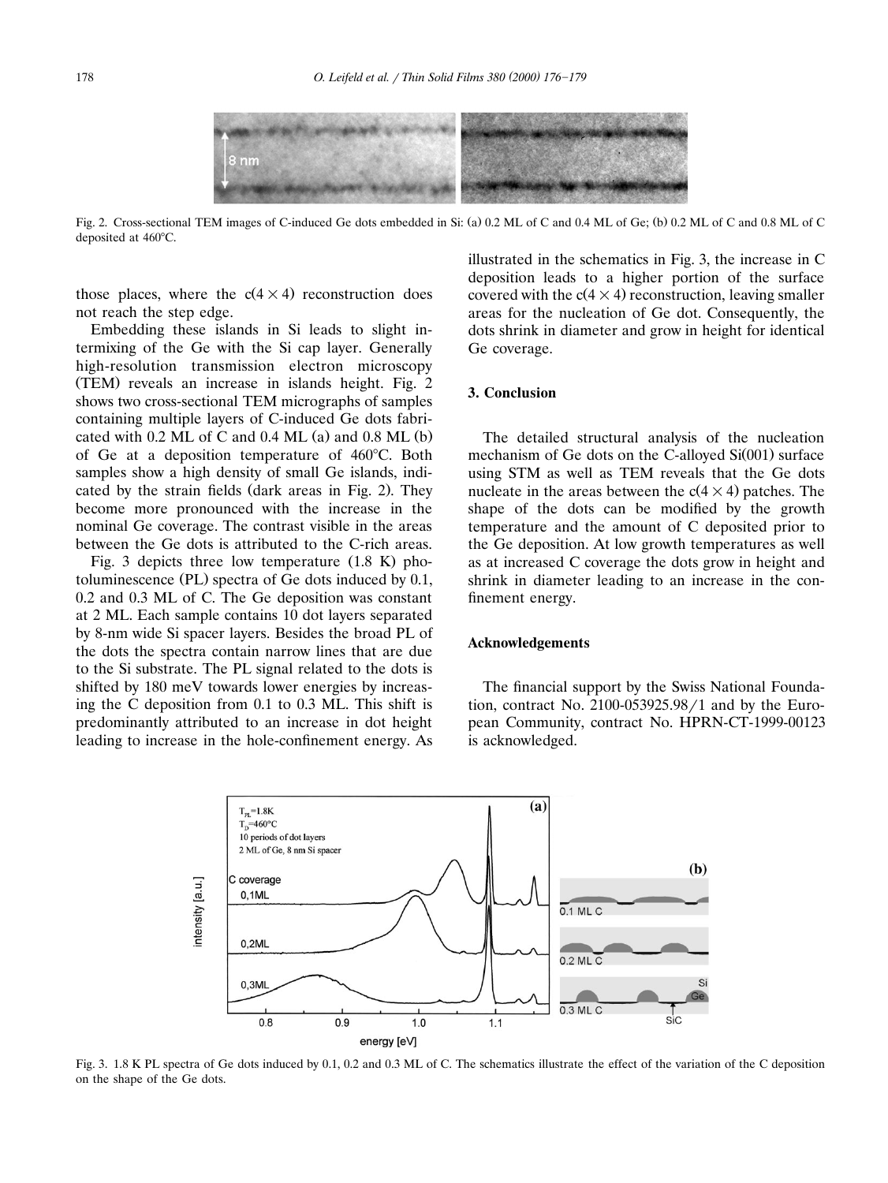Fig. 2. Cross-sectional TEM images of C-induced Ge dots embedded in Si: (a) 0.2 ML of C and 0.4 ML of Ge; (b) 0.2 ML of C and 0.8 ML of C deposited at 460°C.

those places, where the c(4 × 4) reconstruction does not reach the step edge.

Embedding these islands in Si leads to slight intermixing of the Ge with the Si cap layer. Generally high-resolution transmission electron microscopy (TEM) reveals an increase in islands height. Fig. 2 shows two cross-sectional TEM micrographs of samples containing multiple layers of C-induced Ge dots fabricated with 0.2 ML of C and 0.4 ML (a) and 0.8 ML (b) of Ge at a deposition temperature of 460°C. Both samples show a high density of small Ge islands, indicated by the strain fields (dark areas in Fig. 2). They become more pronounced with the increase in the nominal Ge coverage. The contrast visible in the areas between the Ge dots is attributed to the C-rich areas.

Fig. 3 depicts three low temperature (1.8 K) photoluminescence (PL) spectra of Ge dots induced by 0.1, 0.2 and 0.3 ML of C. The Ge deposition was constant at 2 ML. Each sample contains 10 dot layers separated by 8-nm wide Si spacer layers. Besides the broad PL of the dots the spectra contain narrow lines that are due to the Si substrate. The PL signal related to the dots is shifted by 180 meV towards lower energies by increasing the C deposition from 0.1 to 0.3 ML. This shift is predominantly attributed to an increase in dot height leading to increase in the hole-confinement energy. As illustrated in the schematics in Fig. 3, the increase in C deposition leads to a higher portion of the surface covered with the c(4 × 4) reconstruction, leaving smaller areas for the nucleation of Ge dot. Consequently, the dots shrink in diameter and grow in height for identical Ge coverage.

## 3. Conclusion

The detailed structural analysis of the nucleation mechanism of Ge dots on the C-alloyed Si(001) surface using STM as well as TEM reveals that the Ge dots nucleate in the areas between the c(4 × 4) patches. The shape of the dots can be modified by the growth temperature and the amount of C deposited prior to the Ge deposition. At low growth temperatures as well as at increased C coverage the dots grow in height and shrink in diameter leading to an increase in the confinement energy.

## Acknowledgements

The financial support by the Swiss National Foundation, contract No. 2100-053925.98/1 and by the European Community, contract No. HPRN-CT-1999-00123 is acknowledged.

Fig. 3. 1.8 K PL spectra of Ge dots induced by 0.1, 0.2 and 0.3 ML of C. The schematics illustrate the effect of the variation of the C deposition on the shape of the Ge dots.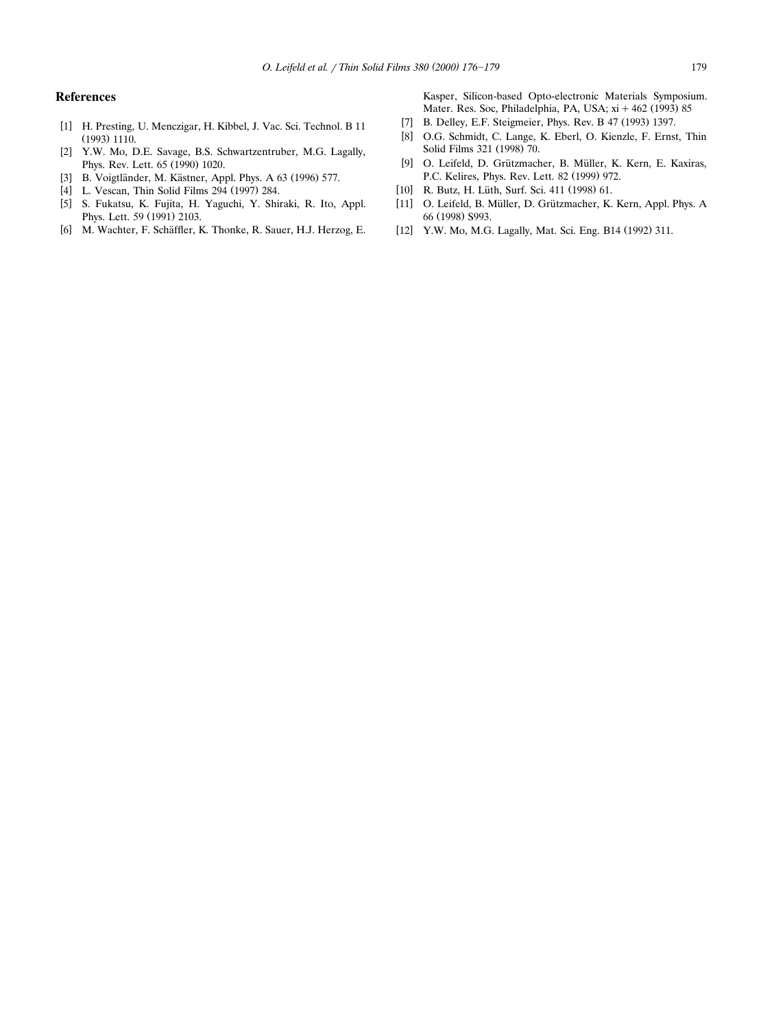## References

[1] H. Presting, U. Menczigar, H. Kibbel, J. Vac. Sci. Technol. B 11 (1993) 1110.

[2] Y.W. Mo, D.E. Savage, B.S. Schwartzentruber, M.G. Lagally, Phys. Rev. Lett. 65 (1990) 1020.

[3] B. Voigtländer, M. Kästner, Appl. Phys. A 63 (1996) 577.

[4] L. Vescan, Thin Solid Films 294 (1997) 284.

[5] S. Fukatsu, K. Fujita, H. Yaguchi, Y. Shiraki, R. Ito, Appl. Phys. Lett. 59 (1991) 2103.

[6] M. Wachter, F. Schäffler, K. Thonke, R. Sauer, H.J. Herzog, E. Kasper, Silicon-based Opto-electronic Materials Symposium. Mater. Res. Soc, Philadelphia, PA, USA; xi + 462 (1993) 85

[7] B. Delley, E.F. Steigmeier, Phys. Rev. B 47 (1993) 1397.

[8] O.G. Schmidt, C. Lange, K. Eberl, O. Kienzle, F. Ernst, Thin Solid Films 321 (1998) 70.

[9] O. Leifeld, D. Grützmacher, B. Müller, K. Kern, E. Kaxiras, P.C. Kelires, Phys. Rev. Lett. 82 (1999) 972.

[10] R. Butz, H. Lüth, Surf. Sci. 411 (1998) 61.

[11] O. Leifeld, B. Müller, D. Grützmacher, K. Kern, Appl. Phys. A 66 (1998) S993.

[12] Y.W. Mo, M.G. Lagally, Mat. Sci. Eng. B14 (1992) 311.